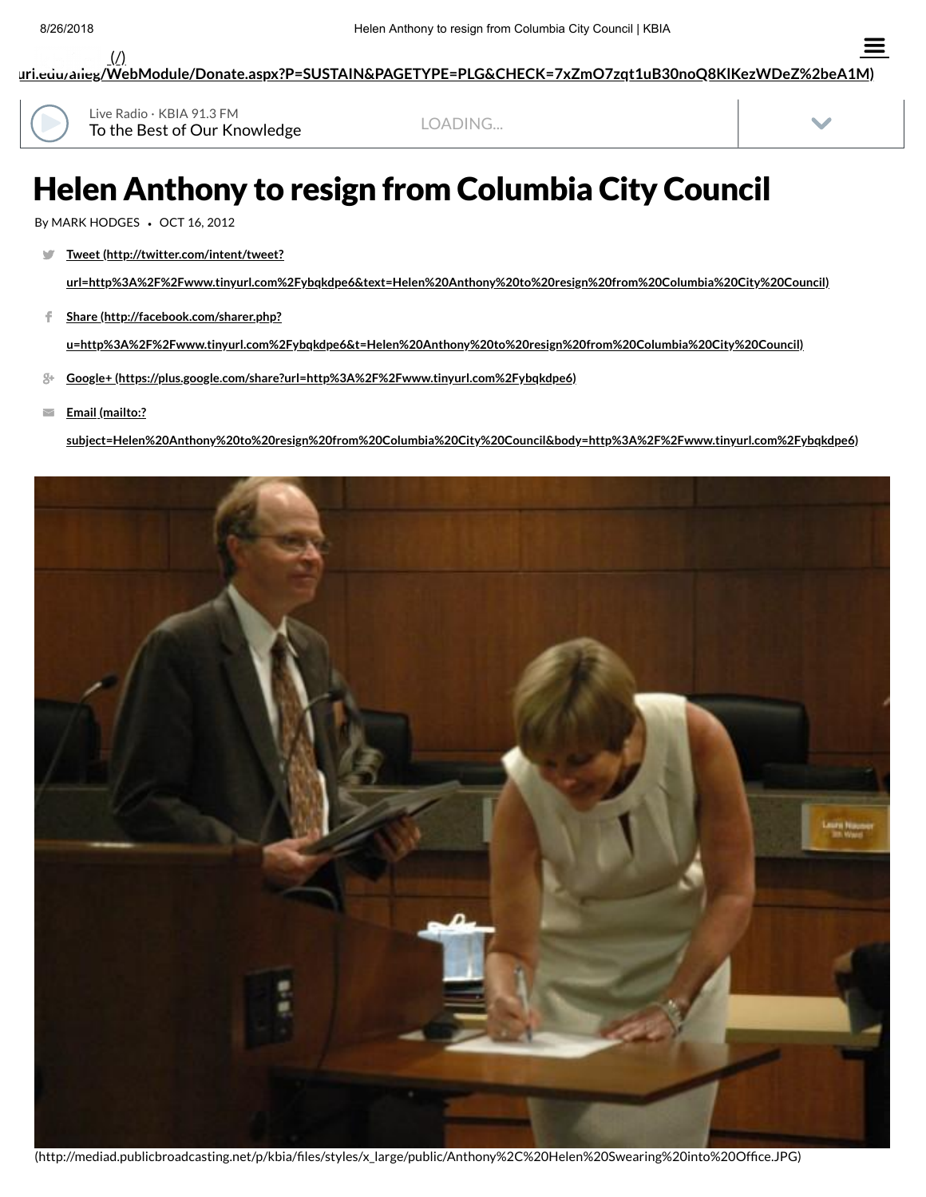uri.edu/alleg/WebModule/Donate.aspx?P=SUSTAIN&PAGETYPE=PLG&CHECK=7xZmO7zqt1uB30noQ8KlKezWDeZ%2beA1M)

Live Radio · KBIA 91.3 FM
To the Best of Our Knowledge

LOADING...

# Helen Anthony to resign from Columbia City Council

By MARK HODGES • OCT 16, 2012

- Tweet (http://twitter.com/intent/tweet?url=http%3A%2F%2Fwww.tinyurl.com%2Fybqkdpe6&text=Helen%20Anthony%20to%20resign%20from%20Columbia%20City%20Council)
- Share (http://facebook.com/sharer.php?u=http%3A%2F%2Fwww.tinyurl.com%2Fybqkdpe6&t=Helen%20Anthony%20to%20resign%20from%20Columbia%20City%20Council)
- Google+ (https://plus.google.com/share?url=http%3A%2F%2Fwww.tinyurl.com%2Fybqkdpe6)
- Email (mailto:?subject=Helen%20Anthony%20to%20resign%20from%20Columbia%20City%20Council&body=http%3A%2F%2Fwww.tinyurl.com%2Fybqkdpe6)

(http://mediad.publicbroadcasting.net/p/kbia/files/styles/x_large/public/Anthony%2C%20Helen%20Swearing%20into%20Office.JPG)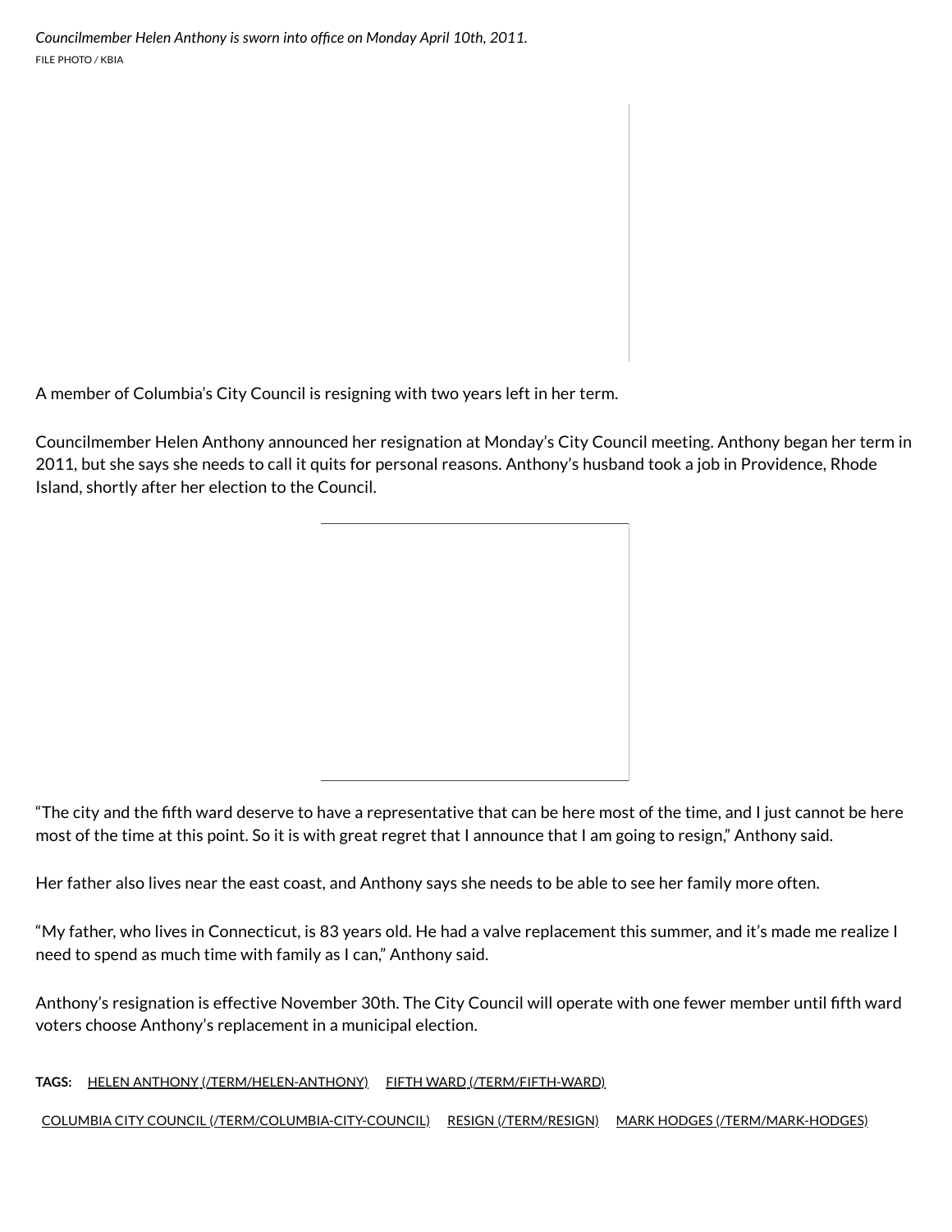*Councilmember Helen Anthony is sworn into office on Monday April 10th, 2011.*
FILE PHOTO / KBIA

A member of Columbia's City Council is resigning with two years left in her term.

Councilmember Helen Anthony announced her resignation at Monday's City Council meeting. Anthony began her term in 2011, but she says she needs to call it quits for personal reasons. Anthony's husband took a job in Providence, Rhode Island, shortly after her election to the Council.

"The city and the fifth ward deserve to have a representative that can be here most of the time, and I just cannot be here most of the time at this point. So it is with great regret that I announce that I am going to resign," Anthony said.

Her father also lives near the east coast, and Anthony says she needs to be able to see her family more often.

"My father, who lives in Connecticut, is 83 years old. He had a valve replacement this summer, and it's made me realize I need to spend as much time with family as I can," Anthony said.

Anthony's resignation is effective November 30th. The City Council will operate with one fewer member until fifth ward voters choose Anthony's replacement in a municipal election.

**TAGS:** HELEN ANTHONY (/TERM/HELEN-ANTHONY) FIFTH WARD (/TERM/FIFTH-WARD) COLUMBIA CITY COUNCIL (/TERM/COLUMBIA-CITY-COUNCIL) RESIGN (/TERM/RESIGN) MARK HODGES (/TERM/MARK-HODGES)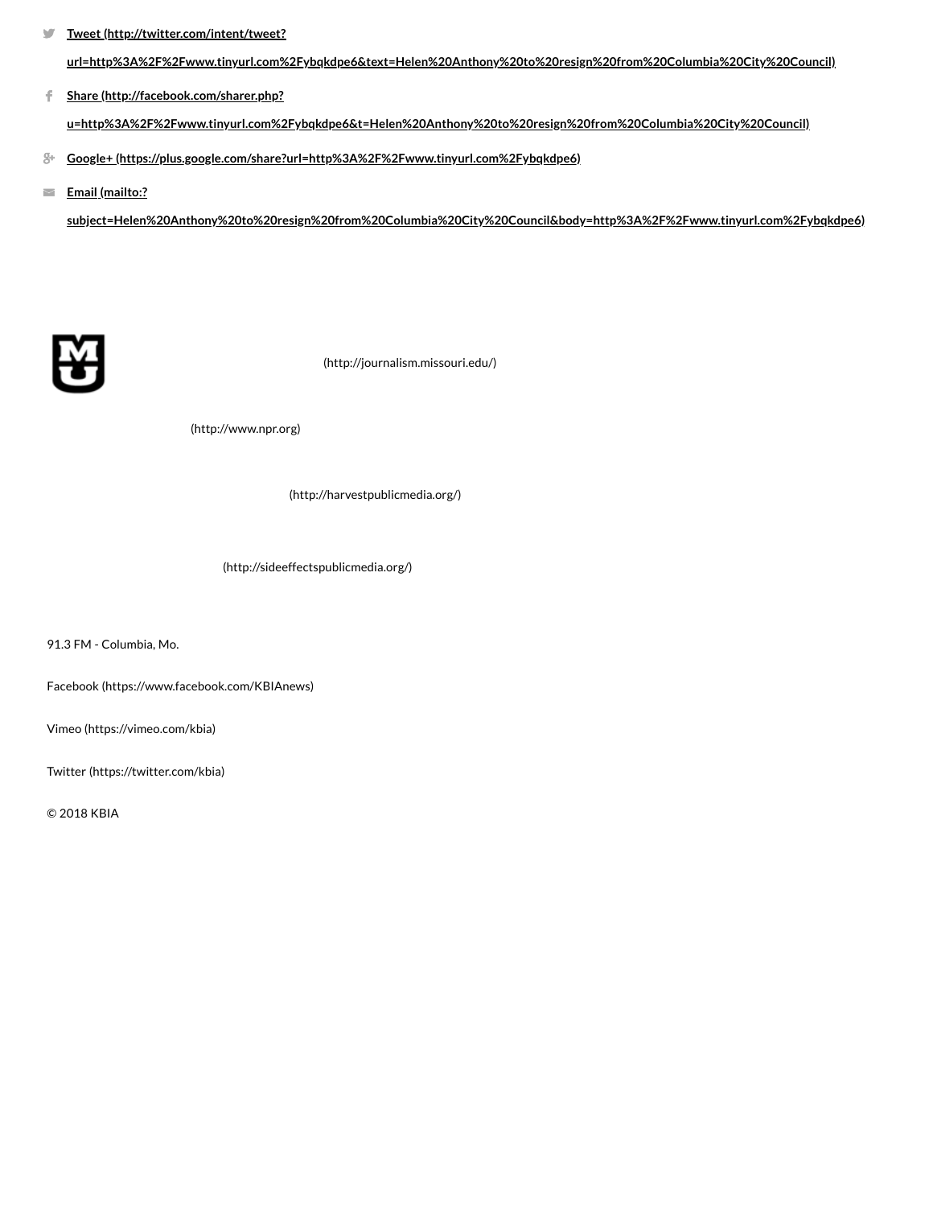- **Tweet (http://twitter.com/intent/tweet?url=http%3A%2F%2Fwww.tinyurl.com%2Fybqkdpe6&text=Helen%20Anthony%20to%20resign%20from%20Columbia%20City%20Council)**
- **Share (http://facebook.com/sharer.php?u=http%3A%2F%2Fwww.tinyurl.com%2Fybqkdpe6&t=Helen%20Anthony%20to%20resign%20from%20Columbia%20City%20Council)**
- **Google+ (https://plus.google.com/share?url=http%3A%2F%2Fwww.tinyurl.com%2Fybqkdpe6)**
- **Email (mailto:?subject=Helen%20Anthony%20to%20resign%20from%20Columbia%20City%20Council&body=http%3A%2F%2Fwww.tinyurl.com%2Fybqkdpe6)**

(http://journalism.missouri.edu/)

(http://www.npr.org)

(http://harvestpublicmedia.org/)

(http://sideeffectspublicmedia.org/)

91.3 FM - Columbia, Mo.

Facebook (https://www.facebook.com/KBIAnews)

Vimeo (https://vimeo.com/kbia)

Twitter (https://twitter.com/kbia)

© 2018 KBIA